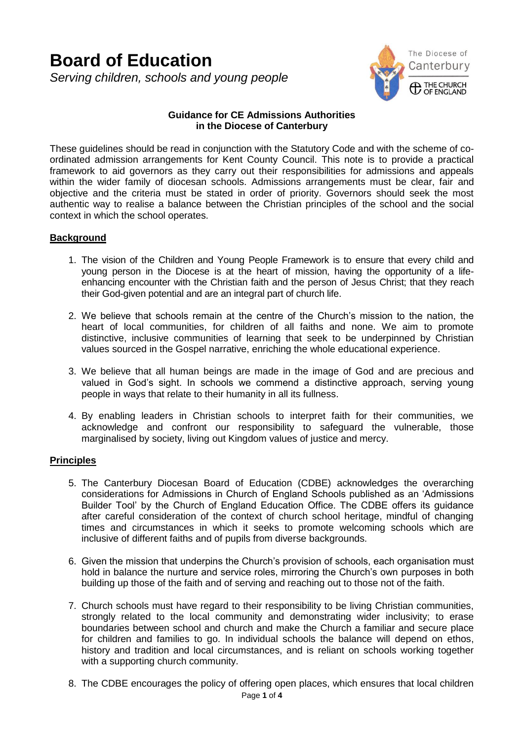# Board of Education

*Serving children, schools and young people*

The Diocese of Canterbury

THE CHURCH OF ENGLAND

**Guidance for CE Admissions Authorities in the Diocese of Canterbury**

These guidelines should be read in conjunction with the Statutory Code and with the scheme of co-ordinated admission arrangements for Kent County Council. This note is to provide a practical framework to aid governors as they carry out their responsibilities for admissions and appeals within the wider family of diocesan schools. Admissions arrangements must be clear, fair and objective and the criteria must be stated in order of priority. Governors should seek the most authentic way to realise a balance between the Christian principles of the school and the social context in which the school operates.

## Background

1. The vision of the Children and Young People Framework is to ensure that every child and young person in the Diocese is at the heart of mission, having the opportunity of a life-enhancing encounter with the Christian faith and the person of Jesus Christ; that they reach their God-given potential and are an integral part of church life.

2. We believe that schools remain at the centre of the Church's mission to the nation, the heart of local communities, for children of all faiths and none. We aim to promote distinctive, inclusive communities of learning that seek to be underpinned by Christian values sourced in the Gospel narrative, enriching the whole educational experience.

3. We believe that all human beings are made in the image of God and are precious and valued in God's sight. In schools we commend a distinctive approach, serving young people in ways that relate to their humanity in all its fullness.

4. By enabling leaders in Christian schools to interpret faith for their communities, we acknowledge and confront our responsibility to safeguard the vulnerable, those marginalised by society, living out Kingdom values of justice and mercy.

## Principles

5. The Canterbury Diocesan Board of Education (CDBE) acknowledges the overarching considerations for Admissions in Church of England Schools published as an 'Admissions Builder Tool' by the Church of England Education Office. The CDBE offers its guidance after careful consideration of the context of church school heritage, mindful of changing times and circumstances in which it seeks to promote welcoming schools which are inclusive of different faiths and of pupils from diverse backgrounds.

6. Given the mission that underpins the Church's provision of schools, each organisation must hold in balance the nurture and service roles, mirroring the Church's own purposes in both building up those of the faith and of serving and reaching out to those not of the faith.

7. Church schools must have regard to their responsibility to be living Christian communities, strongly related to the local community and demonstrating wider inclusivity; to erase boundaries between school and church and make the Church a familiar and secure place for children and families to go. In individual schools the balance will depend on ethos, history and tradition and local circumstances, and is reliant on schools working together with a supporting church community.

8. The CDBE encourages the policy of offering open places, which ensures that local children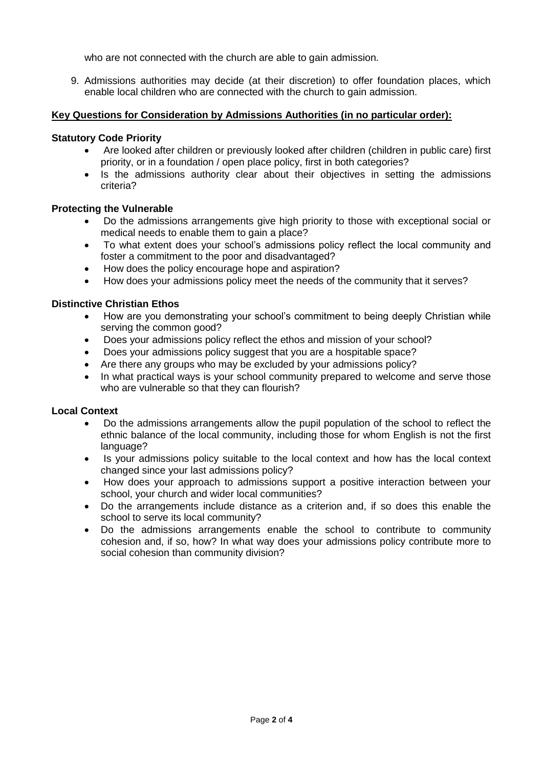who are not connected with the church are able to gain admission.

9. Admissions authorities may decide (at their discretion) to offer foundation places, which enable local children who are connected with the church to gain admission.

**Key Questions for Consideration by Admissions Authorities (in no particular order):**

**Statutory Code Priority**

- Are looked after children or previously looked after children (children in public care) first priority, or in a foundation / open place policy, first in both categories?
- Is the admissions authority clear about their objectives in setting the admissions criteria?

**Protecting the Vulnerable**

- Do the admissions arrangements give high priority to those with exceptional social or medical needs to enable them to gain a place?
- To what extent does your school's admissions policy reflect the local community and foster a commitment to the poor and disadvantaged?
- How does the policy encourage hope and aspiration?
- How does your admissions policy meet the needs of the community that it serves?

**Distinctive Christian Ethos**

- How are you demonstrating your school's commitment to being deeply Christian while serving the common good?
- Does your admissions policy reflect the ethos and mission of your school?
- Does your admissions policy suggest that you are a hospitable space?
- Are there any groups who may be excluded by your admissions policy?
- In what practical ways is your school community prepared to welcome and serve those who are vulnerable so that they can flourish?

**Local Context**

- Do the admissions arrangements allow the pupil population of the school to reflect the ethnic balance of the local community, including those for whom English is not the first language?
- Is your admissions policy suitable to the local context and how has the local context changed since your last admissions policy?
- How does your approach to admissions support a positive interaction between your school, your church and wider local communities?
- Do the arrangements include distance as a criterion and, if so does this enable the school to serve its local community?
- Do the admissions arrangements enable the school to contribute to community cohesion and, if so, how? In what way does your admissions policy contribute more to social cohesion than community division?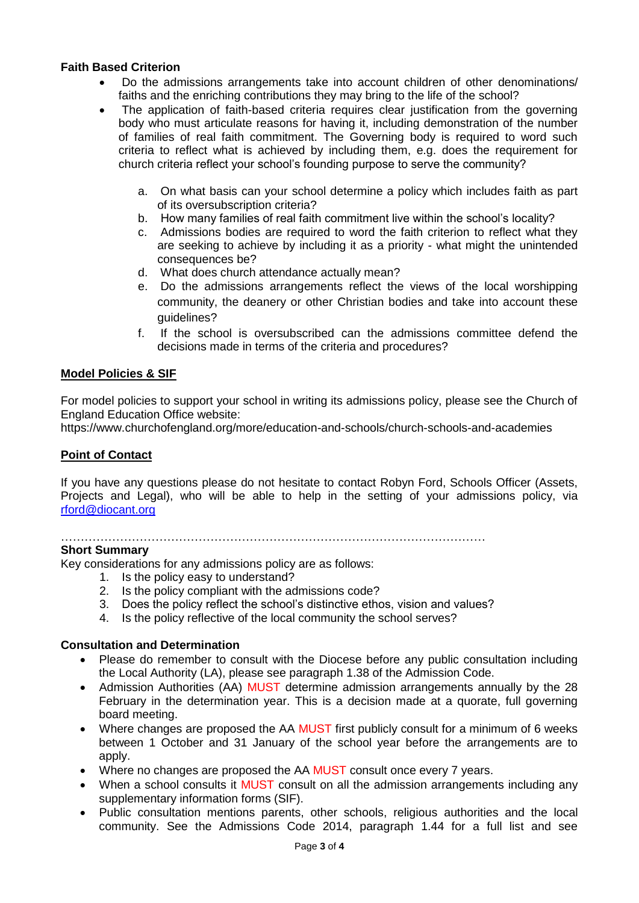**Faith Based Criterion**

- Do the admissions arrangements take into account children of other denominations/ faiths and the enriching contributions they may bring to the life of the school?
- The application of faith-based criteria requires clear justification from the governing body who must articulate reasons for having it, including demonstration of the number of families of real faith commitment. The Governing body is required to word such criteria to reflect what is achieved by including them, e.g. does the requirement for church criteria reflect your school's founding purpose to serve the community?

  a. On what basis can your school determine a policy which includes faith as part of its oversubscription criteria?
  b. How many families of real faith commitment live within the school's locality?
  c. Admissions bodies are required to word the faith criterion to reflect what they are seeking to achieve by including it as a priority - what might the unintended consequences be?
  d. What does church attendance actually mean?
  e. Do the admissions arrangements reflect the views of the local worshipping community, the deanery or other Christian bodies and take into account these guidelines?
  f. If the school is oversubscribed can the admissions committee defend the decisions made in terms of the criteria and procedures?

**Model Policies & SIF**

For model policies to support your school in writing its admissions policy, please see the Church of England Education Office website:
https://www.churchofengland.org/more/education-and-schools/church-schools-and-academies

**Point of Contact**

If you have any questions please do not hesitate to contact Robyn Ford, Schools Officer (Assets, Projects and Legal), who will be able to help in the setting of your admissions policy, via rford@diocant.org

…………………………………………………………………………………………………

**Short Summary**

Key considerations for any admissions policy are as follows:

1. Is the policy easy to understand?
2. Is the policy compliant with the admissions code?
3. Does the policy reflect the school's distinctive ethos, vision and values?
4. Is the policy reflective of the local community the school serves?

**Consultation and Determination**

- Please do remember to consult with the Diocese before any public consultation including the Local Authority (LA), please see paragraph 1.38 of the Admission Code.
- Admission Authorities (AA) MUST determine admission arrangements annually by the 28 February in the determination year. This is a decision made at a quorate, full governing board meeting.
- Where changes are proposed the AA MUST first publicly consult for a minimum of 6 weeks between 1 October and 31 January of the school year before the arrangements are to apply.
- Where no changes are proposed the AA MUST consult once every 7 years.
- When a school consults it MUST consult on all the admission arrangements including any supplementary information forms (SIF).
- Public consultation mentions parents, other schools, religious authorities and the local community. See the Admissions Code 2014, paragraph 1.44 for a full list and see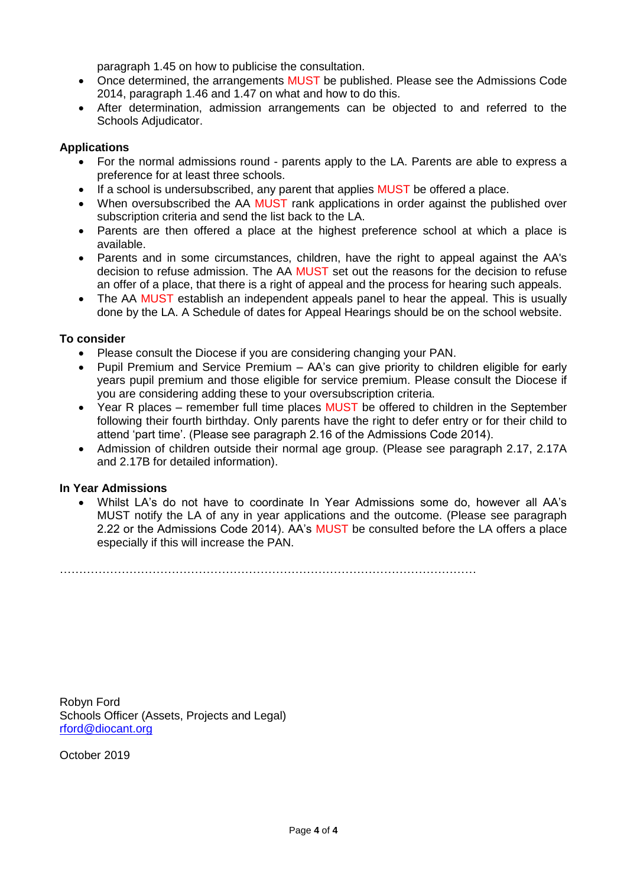paragraph 1.45 on how to publicise the consultation.

- Once determined, the arrangements MUST be published. Please see the Admissions Code 2014, paragraph 1.46 and 1.47 on what and how to do this.
- After determination, admission arrangements can be objected to and referred to the Schools Adjudicator.

**Applications**

- For the normal admissions round - parents apply to the LA. Parents are able to express a preference for at least three schools.
- If a school is undersubscribed, any parent that applies MUST be offered a place.
- When oversubscribed the AA MUST rank applications in order against the published over subscription criteria and send the list back to the LA.
- Parents are then offered a place at the highest preference school at which a place is available.
- Parents and in some circumstances, children, have the right to appeal against the AA's decision to refuse admission. The AA MUST set out the reasons for the decision to refuse an offer of a place, that there is a right of appeal and the process for hearing such appeals.
- The AA MUST establish an independent appeals panel to hear the appeal. This is usually done by the LA. A Schedule of dates for Appeal Hearings should be on the school website.

**To consider**

- Please consult the Diocese if you are considering changing your PAN.
- Pupil Premium and Service Premium – AA's can give priority to children eligible for early years pupil premium and those eligible for service premium. Please consult the Diocese if you are considering adding these to your oversubscription criteria.
- Year R places – remember full time places MUST be offered to children in the September following their fourth birthday. Only parents have the right to defer entry or for their child to attend 'part time'. (Please see paragraph 2.16 of the Admissions Code 2014).
- Admission of children outside their normal age group. (Please see paragraph 2.17, 2.17A and 2.17B for detailed information).

**In Year Admissions**

- Whilst LA's do not have to coordinate In Year Admissions some do, however all AA's MUST notify the LA of any in year applications and the outcome. (Please see paragraph 2.22 or the Admissions Code 2014). AA's MUST be consulted before the LA offers a place especially if this will increase the PAN.

…………………………………………………………………………………………

Robyn Ford
Schools Officer (Assets, Projects and Legal)
rford@diocant.org

October 2019